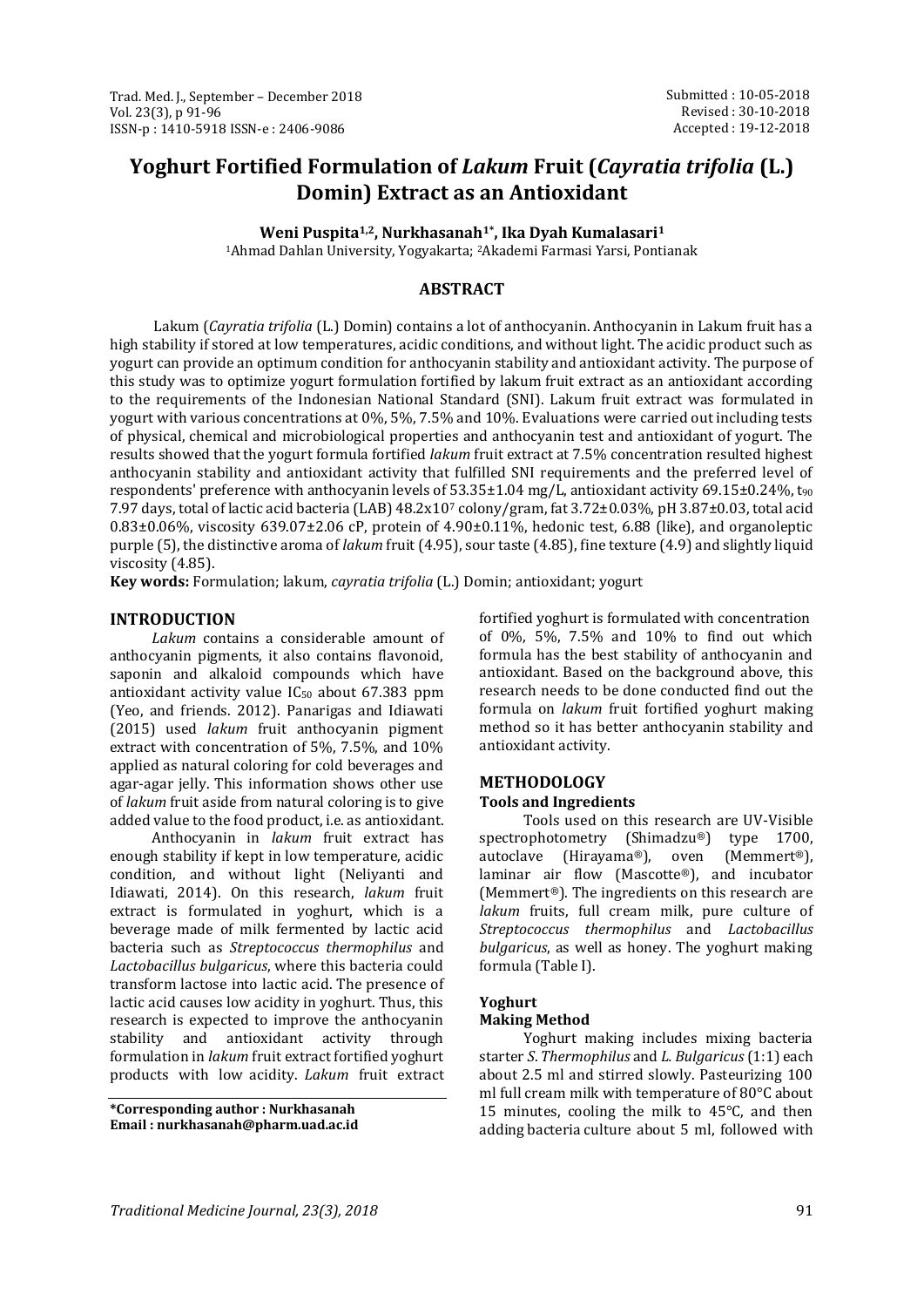Submitted : 10-05-2018
Revised : 30-10-2018
Accepted : 19-12-2018

# Yoghurt Fortified Formulation of *Lakum* Fruit (*Cayratia trifolia* (L.) Domin) Extract as an Antioxidant

**Weni Puspita[1,2], Nurkhasanah[1*], Ika Dyah Kumalasari[1]**

[1]Ahmad Dahlan University, Yogyakarta; [2]Akademi Farmasi Yarsi, Pontianak

## ABSTRACT

Lakum (*Cayratia trifolia* (L.) Domin) contains a lot of anthocyanin. Anthocyanin in Lakum fruit has a high stability if stored at low temperatures, acidic conditions, and without light. The acidic product such as yogurt can provide an optimum condition for anthocyanin stability and antioxidant activity. The purpose of this study was to optimize yogurt formulation fortified by lakum fruit extract as an antioxidant according to the requirements of the Indonesian National Standard (SNI). Lakum fruit extract was formulated in yogurt with various concentrations at 0%, 5%, 7.5% and 10%. Evaluations were carried out including tests of physical, chemical and microbiological properties and anthocyanin test and antioxidant of yogurt. The results showed that the yogurt formula fortified *lakum* fruit extract at 7.5% concentration resulted highest anthocyanin stability and antioxidant activity that fulfilled SNI requirements and the preferred level of respondents' preference with anthocyanin levels of 53.35±1.04 mg/L, antioxidant activity 69.15±0.24%, $t_{90}$ 7.97 days, total of lactic acid bacteria (LAB) 48.2x$10^7$ colony/gram, fat 3.72±0.03%, pH 3.87±0.03, total acid 0.83±0.06%, viscosity 639.07±2.06 cP, protein of 4.90±0.11%, hedonic test, 6.88 (like), and organoleptic purple (5), the distinctive aroma of *lakum* fruit (4.95), sour taste (4.85), fine texture (4.9) and slightly liquid viscosity (4.85).

**Key words:** Formulation; lakum, *cayratia trifolia* (L.) Domin; antioxidant; yogurt

## INTRODUCTION

*Lakum* contains a considerable amount of anthocyanin pigments, it also contains flavonoid, saponin and alkaloid compounds which have antioxidant activity value $IC_{50}$ about 67.383 ppm (Yeo, and friends. 2012). Panarigas and Idiawati (2015) used *lakum* fruit anthocyanin pigment extract with concentration of 5%, 7.5%, and 10% applied as natural coloring for cold beverages and agar-agar jelly. This information shows other use of *lakum* fruit aside from natural coloring is to give added value to the food product, i.e. as antioxidant.

Anthocyanin in *lakum* fruit extract has enough stability if kept in low temperature, acidic condition, and without light (Neliyanti and Idiawati, 2014). On this research, *lakum* fruit extract is formulated in yoghurt, which is a beverage made of milk fermented by lactic acid bacteria such as *Streptococcus thermophilus* and *Lactobacillus bulgaricus*, where this bacteria could transform lactose into lactic acid. The presence of lactic acid causes low acidity in yoghurt. Thus, this research is expected to improve the anthocyanin stability and antioxidant activity through formulation in *lakum* fruit extract fortified yoghurt products with low acidity. *Lakum* fruit extract fortified yoghurt is formulated with concentration of 0%, 5%, 7.5% and 10% to find out which formula has the best stability of anthocyanin and antioxidant. Based on the background above, this research needs to be done conducted find out the formula on *lakum* fruit fortified yoghurt making method so it has better anthocyanin stability and antioxidant activity.

**\*Corresponding author : Nurkhasanah**
**Email : nurkhasanah@pharm.uad.ac.id**

## METHODOLOGY

### Tools and Ingredients

Tools used on this research are UV-Visible spectrophotometry (Shimadzu®) type 1700, autoclave (Hirayama®), oven (Memmert®), laminar air flow (Mascotte®), and incubator (Memmert®). The ingredients on this research are *lakum* fruits, full cream milk, pure culture of *Streptococcus thermophilus* and *Lactobacillus bulgaricus*, as well as honey. The yoghurt making formula (Table I).

### Yoghurt

#### Making Method

Yoghurt making includes mixing bacteria starter *S. Thermophilus* and *L. Bulgaricus* (1:1) each about 2.5 ml and stirred slowly. Pasteurizing 100 ml full cream milk with temperature of 80°C about 15 minutes, cooling the milk to 45°C, and then adding bacteria culture about 5 ml, followed with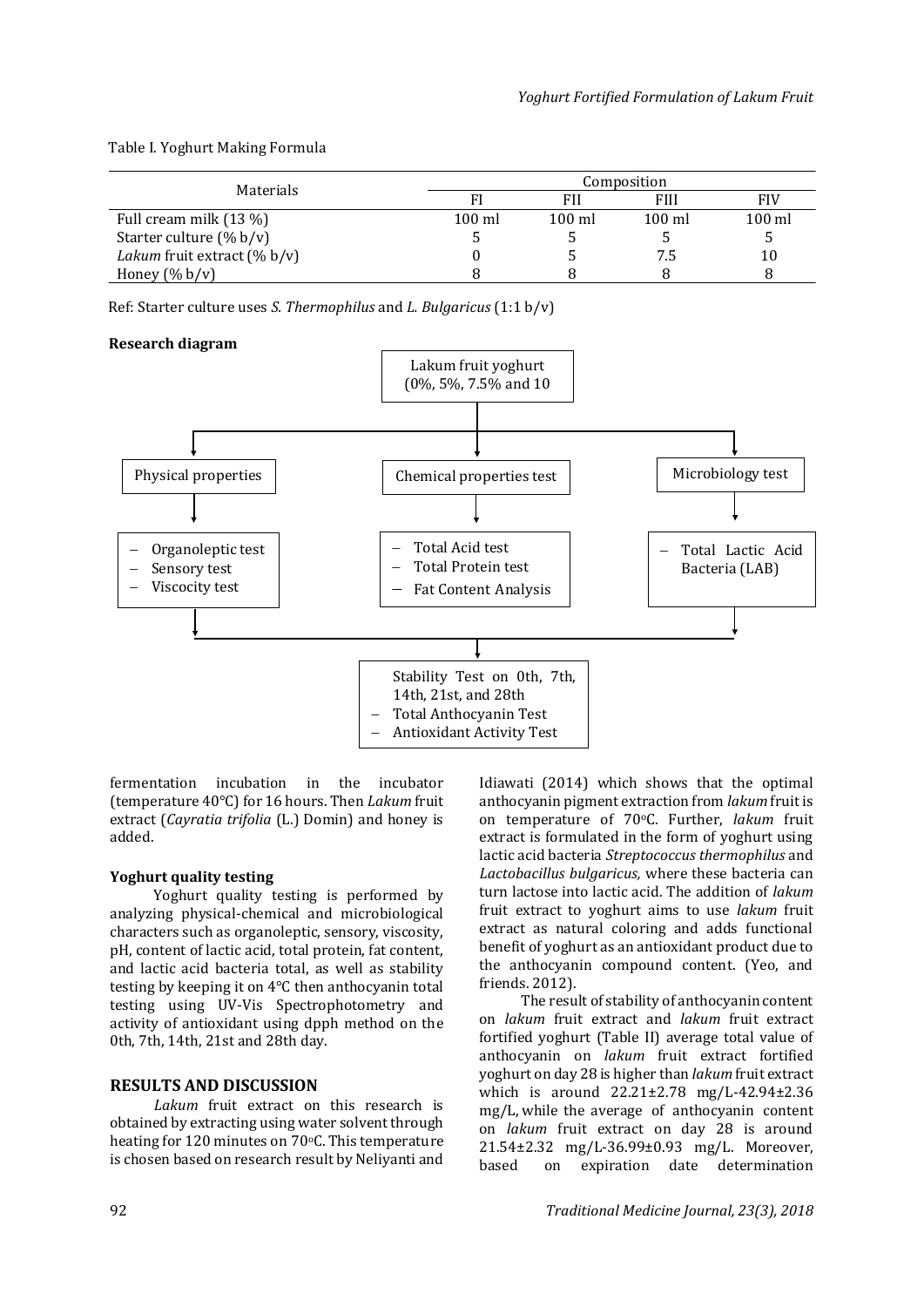Table I. Yoghurt Making Formula

| Materials | Composition | | | |
|---|---|---|---|---|
| | FI | FII | FIII | FIV |
| Full cream milk (13 %) | 100 ml | 100 ml | 100 ml | 100 ml |
| Starter culture (% b/v) | 5 | 5 | 5 | 5 |
| *Lakum* fruit extract (% b/v) | 0 | 5 | 7.5 | 10 |
| Honey (% b/v) | 8 | 8 | 8 | 8 |

Ref: Starter culture uses *S. Thermophilus* and *L. Bulgaricus* (1:1 b/v)

**Research diagram**

Lakum fruit yoghurt (0%, 5%, 7.5% and 10

Physical properties
- Organoleptic test
- Sensory test
- Viscocity test

Chemical properties test
- Total Acid test
- Total Protein test
- Fat Content Analysis

Microbiology test
- Total Lactic Acid Bacteria (LAB)

Stability Test on 0th, 7th, 14th, 21st, and 28th
- Total Anthocyanin Test
- Antioxidant Activity Test

fermentation incubation in the incubator (temperature 40°C) for 16 hours. Then *Lakum* fruit extract (*Cayratia trifolia* (L.) Domin) and honey is added.

**Yoghurt quality testing**

Yoghurt quality testing is performed by analyzing physical-chemical and microbiological characters such as organoleptic, sensory, viscosity, pH, content of lactic acid, total protein, fat content, and lactic acid bacteria total, as well as stability testing by keeping it on 4°C then anthocyanin total testing using UV-Vis Spectrophotometry and activity of antioxidant using dpph method on the 0th, 7th, 14th, 21st and 28th day.

## RESULTS AND DISCUSSION

*Lakum* fruit extract on this research is obtained by extracting using water solvent through heating for 120 minutes on 70°C. This temperature is chosen based on research result by Neliyanti and Idiawati (2014) which shows that the optimal anthocyanin pigment extraction from *lakum* fruit is on temperature of 70°C. Further, *lakum* fruit extract is formulated in the form of yoghurt using lactic acid bacteria *Streptococcus thermophilus* and *Lactobacillus bulgaricus,* where these bacteria can turn lactose into lactic acid. The addition of *lakum* fruit extract to yoghurt aims to use *lakum* fruit extract as natural coloring and adds functional benefit of yoghurt as an antioxidant product due to the anthocyanin compound content. (Yeo, and friends. 2012).

The result of stability of anthocyanin content on *lakum* fruit extract and *lakum* fruit extract fortified yoghurt (Table II) average total value of anthocyanin on *lakum* fruit extract fortified yoghurt on day 28 is higher than *lakum* fruit extract which is around 22.21±2.78 mg/L-42.94±2.36 mg/L, while the average of anthocyanin content on *lakum* fruit extract on day 28 is around 21.54±2.32 mg/L-36.99±0.93 mg/L. Moreover, based on expiration date determination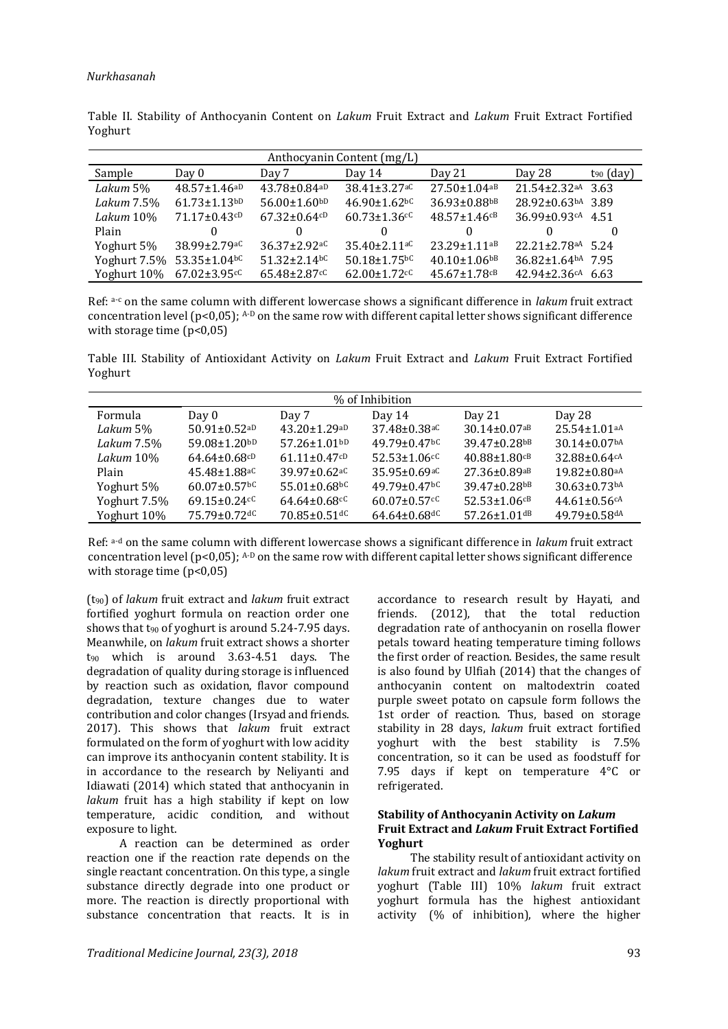Table II. Stability of Anthocyanin Content on *Lakum* Fruit Extract and *Lakum* Fruit Extract Fortified Yoghurt

| Anthocyanin Content (mg/L) | | | | | | |
|---|---|---|---|---|---|---|
| Sample | Day 0 | Day 7 | Day 14 | Day 21 | Day 28 | $t_{90}$ (day) |
| *Lakum* 5% | 48.57±1.46$^{aD}$ | 43.78±0.84$^{aD}$ | 38.41±3.27$^{aC}$ | 27.50±1.04$^{aB}$ | 21.54±2.32$^{aA}$ | 3.63 |
| *Lakum* 7.5% | 61.73±1.13$^{bD}$ | 56.00±1.60$^{bD}$ | 46.90±1.62$^{bC}$ | 36.93±0.88$^{bB}$ | 28.92±0.63$^{bA}$ | 3.89 |
| *Lakum* 10% | 71.17±0.43$^{cD}$ | 67.32±0.64$^{cD}$ | 60.73±1.36$^{cC}$ | 48.57±1.46$^{cB}$ | 36.99±0.93$^{cA}$ | 4.51 |
| Plain | 0 | 0 | 0 | 0 | 0 | 0 |
| Yoghurt 5% | 38.99±2.79$^{aC}$ | 36.37±2.92$^{aC}$ | 35.40±2.11$^{aC}$ | 23.29±1.11$^{aB}$ | 22.21±2.78$^{aA}$ | 5.24 |
| Yoghurt 7.5% | 53.35±1.04$^{bC}$ | 51.32±2.14$^{bC}$ | 50.18±1.75$^{bC}$ | 40.10±1.06$^{bB}$ | 36.82±1.64$^{bA}$ | 7.95 |
| Yoghurt 10% | 67.02±3.95$^{cC}$ | 65.48±2.87$^{cC}$ | 62.00±1.72$^{cC}$ | 45.67±1.78$^{cB}$ | 42.94±2.36$^{cA}$ | 6.63 |

Ref: $^{a-c}$ on the same column with different lowercase shows a significant difference in *lakum* fruit extract concentration level (p<0,05); $^{A-D}$ on the same row with different capital letter shows significant difference with storage time (p<0,05)

Table III. Stability of Antioxidant Activity on *Lakum* Fruit Extract and *Lakum* Fruit Extract Fortified Yoghurt

| % of Inhibition | | | | | |
|---|---|---|---|---|---|
| Formula | Day 0 | Day 7 | Day 14 | Day 21 | Day 28 |
| *Lakum* 5% | 50.91±0.52$^{aD}$ | 43.20±1.29$^{aD}$ | 37.48±0.38$^{aC}$ | 30.14±0.07$^{aB}$ | 25.54±1.01$^{aA}$ |
| *Lakum* 7.5% | 59.08±1.20$^{bD}$ | 57.26±1.01$^{bD}$ | 49.79±0.47$^{bC}$ | 39.47±0.28$^{bB}$ | 30.14±0.07$^{bA}$ |
| *Lakum* 10% | 64.64±0.68$^{cD}$ | 61.11±0.47$^{cD}$ | 52.53±1.06$^{cC}$ | 40.88±1.80$^{cB}$ | 32.88±0.64$^{cA}$ |
| Plain | 45.48±1.88$^{aC}$ | 39.97±0.62$^{aC}$ | 35.95±0.69$^{aC}$ | 27.36±0.89$^{aB}$ | 19.82±0.80$^{aA}$ |
| Yoghurt 5% | 60.07±0.57$^{bC}$ | 55.01±0.68$^{bC}$ | 49.79±0.47$^{bC}$ | 39.47±0.28$^{bB}$ | 30.63±0.73$^{bA}$ |
| Yoghurt 7.5% | 69.15±0.24$^{cC}$ | 64.64±0.68$^{cC}$ | 60.07±0.57$^{cC}$ | 52.53±1.06$^{cB}$ | 44.61±0.56$^{cA}$ |
| Yoghurt 10% | 75.79±0.72$^{dC}$ | 70.85±0.51$^{dC}$ | 64.64±0.68$^{dC}$ | 57.26±1.01$^{dB}$ | 49.79±0.58$^{dA}$ |

Ref: $^{a-d}$ on the same column with different lowercase shows a significant difference in *lakum* fruit extract concentration level (p<0,05); $^{A-D}$ on the same row with different capital letter shows significant difference with storage time (p<0,05)

($t_{90}$) of *lakum* fruit extract and *lakum* fruit extract fortified yoghurt formula on reaction order one shows that $t_{90}$ of yoghurt is around 5.24-7.95 days. Meanwhile, on *lakum* fruit extract shows a shorter $t_{90}$ which is around 3.63-4.51 days. The degradation of quality during storage is influenced by reaction such as oxidation, flavor compound degradation, texture changes due to water contribution and color changes (Irsyad and friends. 2017). This shows that *lakum* fruit extract formulated on the form of yoghurt with low acidity can improve its anthocyanin content stability. It is in accordance to the research by Neliyanti and Idiawati (2014) which stated that anthocyanin in *lakum* fruit has a high stability if kept on low temperature, acidic condition, and without exposure to light.

A reaction can be determined as order reaction one if the reaction rate depends on the single reactant concentration. On this type, a single substance directly degrade into one product or more. The reaction is directly proportional with substance concentration that reacts. It is in accordance to research result by Hayati, and friends. (2012), that the total reduction degradation rate of anthocyanin on rosella flower petals toward heating temperature timing follows the first order of reaction. Besides, the same result is also found by Ulfiah (2014) that the changes of anthocyanin content on maltodextrin coated purple sweet potato on capsule form follows the 1st order of reaction. Thus, based on storage stability in 28 days, *lakum* fruit extract fortified yoghurt with the best stability is 7.5% concentration, so it can be used as foodstuff for 7.95 days if kept on temperature 4°C or refrigerated.

### Stability of Anthocyanin Activity on *Lakum* Fruit Extract and *Lakum* Fruit Extract Fortified Yoghurt

The stability result of antioxidant activity on *lakum* fruit extract and *lakum* fruit extract fortified yoghurt (Table III) 10% *lakum* fruit extract yoghurt formula has the highest antioxidant activity (% of inhibition), where the higher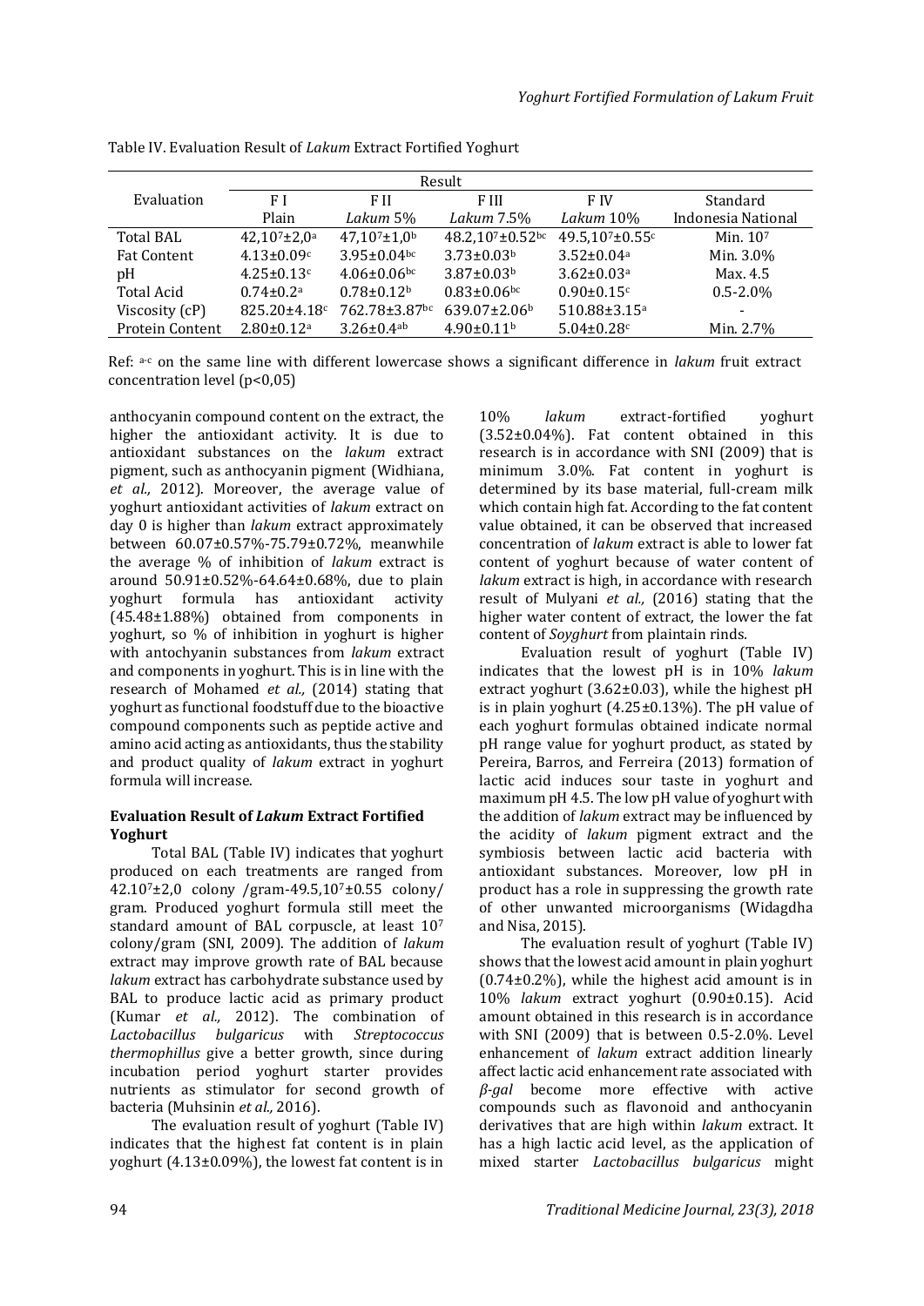Table IV. Evaluation Result of *Lakum* Extract Fortified Yoghurt

| Evaluation | Result | | | | |
|---|---|---|---|---|---|
| | F I Plain | F II *Lakum* 5% | F III *Lakum* 7.5% | F IV *Lakum* 10% | Standard Indonesia National |
| Total BAL | $42,10^7 \pm 2,0^a$ | $47,10^7 \pm 1,0^b$ | $48.2,10^7 \pm 0.52^{bc}$ | $49.5,10^7 \pm 0.55^c$ | Min. $10^7$ |
| Fat Content | $4.13 \pm 0.09^c$ | $3.95 \pm 0.04^{bc}$ | $3.73 \pm 0.03^b$ | $3.52 \pm 0.04^a$ | Min. 3.0% |
| pH | $4.25 \pm 0.13^c$ | $4.06 \pm 0.06^{bc}$ | $3.87 \pm 0.03^b$ | $3.62 \pm 0.03^a$ | Max. 4.5 |
| Total Acid | $0.74 \pm 0.2^a$ | $0.78 \pm 0.12^b$ | $0.83 \pm 0.06^{bc}$ | $0.90 \pm 0.15^c$ | 0.5-2.0% |
| Viscosity (cP) | $825.20 \pm 4.18^c$ | $762.78 \pm 3.87^{bc}$ | $639.07 \pm 2.06^b$ | $510.88 \pm 3.15^a$ | - |
| Protein Content | $2.80 \pm 0.12^a$ | $3.26 \pm 0.4^{ab}$ | $4.90 \pm 0.11^b$ | $5.04 \pm 0.28^c$ | Min. 2.7% |

Ref: a-c on the same line with different lowercase shows a significant difference in *lakum* fruit extract concentration level (p<0,05)

anthocyanin compound content on the extract, the higher the antioxidant activity. It is due to antioxidant substances on the *lakum* extract pigment, such as anthocyanin pigment (Widhiana, *et al.,* 2012). Moreover, the average value of yoghurt antioxidant activities of *lakum* extract on day 0 is higher than *lakum* extract approximately between 60.07±0.57%-75.79±0.72%, meanwhile the average % of inhibition of *lakum* extract is around 50.91±0.52%-64.64±0.68%, due to plain yoghurt formula has antioxidant activity (45.48±1.88%) obtained from components in yoghurt, so % of inhibition in yoghurt is higher with antochyanin substances from *lakum* extract and components in yoghurt. This is in line with the research of Mohamed *et al.,* (2014) stating that yoghurt as functional foodstuff due to the bioactive compound components such as peptide active and amino acid acting as antioxidants, thus the stability and product quality of *lakum* extract in yoghurt formula will increase.

**Evaluation Result of *Lakum* Extract Fortified Yoghurt**

Total BAL (Table IV) indicates that yoghurt produced on each treatments are ranged from $42.10^7 \pm 2,0$ colony /gram-$49.5,10^7 \pm 0.55$ colony/ gram. Produced yoghurt formula still meet the standard amount of BAL corpuscle, at least $10^7$ colony/gram (SNI, 2009). The addition of *lakum* extract may improve growth rate of BAL because *lakum* extract has carbohydrate substance used by BAL to produce lactic acid as primary product (Kumar *et al.,* 2012). The combination of *Lactobacillus bulgaricus* with *Streptococcus thermophillus* give a better growth, since during incubation period yoghurt starter provides nutrients as stimulator for second growth of bacteria (Muhsinin *et al.,* 2016).

The evaluation result of yoghurt (Table IV) indicates that the highest fat content is in plain yoghurt (4.13±0.09%), the lowest fat content is in 10% *lakum* extract-fortified yoghurt (3.52±0.04%). Fat content obtained in this research is in accordance with SNI (2009) that is minimum 3.0%. Fat content in yoghurt is determined by its base material, full-cream milk which contain high fat. According to the fat content value obtained, it can be observed that increased concentration of *lakum* extract is able to lower fat content of yoghurt because of water content of *lakum* extract is high, in accordance with research result of Mulyani *et al.,* (2016) stating that the higher water content of extract, the lower the fat content of *Soyghurt* from plaintain rinds.

Evaluation result of yoghurt (Table IV) indicates that the lowest pH is in 10% *lakum* extract yoghurt (3.62±0.03), while the highest pH is in plain yoghurt (4.25±0.13%). The pH value of each yoghurt formulas obtained indicate normal pH range value for yoghurt product, as stated by Pereira, Barros, and Ferreira (2013) formation of lactic acid induces sour taste in yoghurt and maximum pH 4.5. The low pH value of yoghurt with the addition of *lakum* extract may be influenced by the acidity of *lakum* pigment extract and the symbiosis between lactic acid bacteria with antioxidant substances. Moreover, low pH in product has a role in suppressing the growth rate of other unwanted microorganisms (Widagdha and Nisa, 2015).

The evaluation result of yoghurt (Table IV) shows that the lowest acid amount in plain yoghurt (0.74±0.2%), while the highest acid amount is in 10% *lakum* extract yoghurt (0.90±0.15). Acid amount obtained in this research is in accordance with SNI (2009) that is between 0.5-2.0%. Level enhancement of *lakum* extract addition linearly affect lactic acid enhancement rate associated with *β-gal* become more effective with active compounds such as flavonoid and anthocyanin derivatives that are high within *lakum* extract. It has a high lactic acid level, as the application of mixed starter *Lactobacillus bulgaricus* might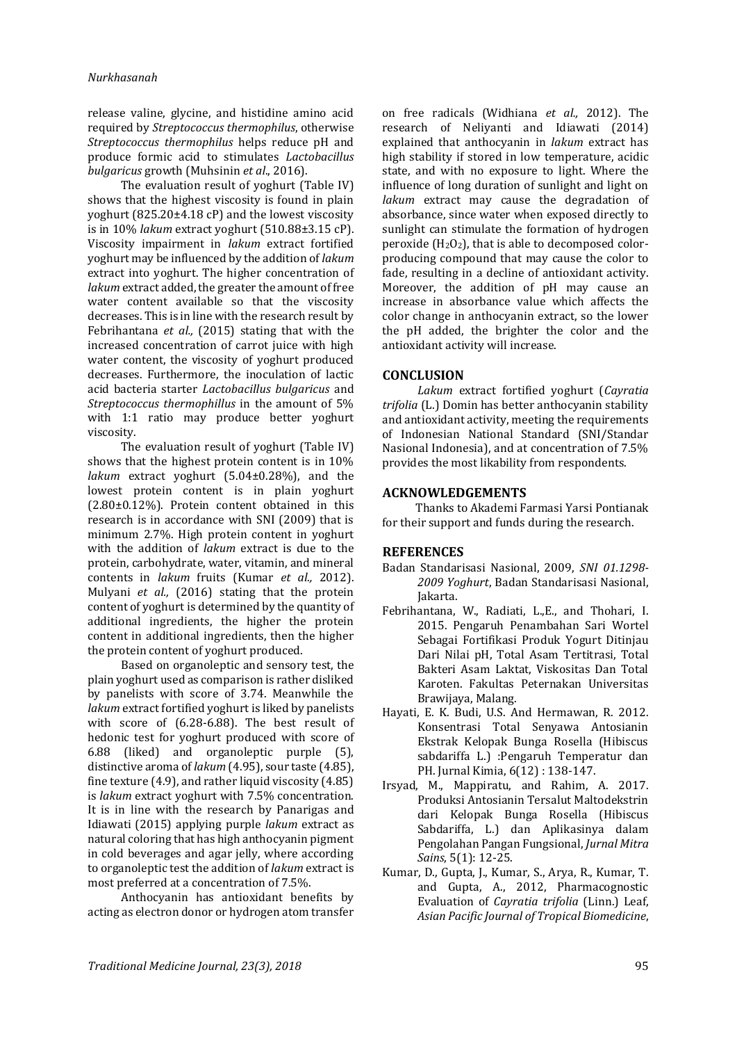release valine, glycine, and histidine amino acid required by *Streptococcus thermophilus*, otherwise *Streptococcus thermophilus* helps reduce pH and produce formic acid to stimulates *Lactobacillus bulgaricus* growth (Muhsinin *et al*., 2016).

The evaluation result of yoghurt (Table IV) shows that the highest viscosity is found in plain yoghurt (825.20±4.18 cP) and the lowest viscosity is in 10% *lakum* extract yoghurt (510.88±3.15 cP). Viscosity impairment in *lakum* extract fortified yoghurt may be influenced by the addition of *lakum* extract into yoghurt. The higher concentration of *lakum* extract added, the greater the amount of free water content available so that the viscosity decreases. This is in line with the research result by Febrihantana *et al.,* (2015) stating that with the increased concentration of carrot juice with high water content, the viscosity of yoghurt produced decreases. Furthermore, the inoculation of lactic acid bacteria starter *Lactobacillus bulgaricus* and *Streptococcus thermophillus* in the amount of 5% with 1:1 ratio may produce better yoghurt viscosity.

The evaluation result of yoghurt (Table IV) shows that the highest protein content is in 10% *lakum* extract yoghurt (5.04±0.28%), and the lowest protein content is in plain yoghurt (2.80±0.12%). Protein content obtained in this research is in accordance with SNI (2009) that is minimum 2.7%. High protein content in yoghurt with the addition of *lakum* extract is due to the protein, carbohydrate, water, vitamin, and mineral contents in *lakum* fruits (Kumar *et al.,* 2012). Mulyani *et al.,* (2016) stating that the protein content of yoghurt is determined by the quantity of additional ingredients, the higher the protein content in additional ingredients, then the higher the protein content of yoghurt produced.

Based on organoleptic and sensory test, the plain yoghurt used as comparison is rather disliked by panelists with score of 3.74. Meanwhile the *lakum* extract fortified yoghurt is liked by panelists with score of (6.28-6.88). The best result of hedonic test for yoghurt produced with score of 6.88 (liked) and organoleptic purple (5), distinctive aroma of *lakum* (4.95), sour taste (4.85), fine texture (4.9), and rather liquid viscosity (4.85) is *lakum* extract yoghurt with 7.5% concentration. It is in line with the research by Panarigas and Idiawati (2015) applying purple *lakum* extract as natural coloring that has high anthocyanin pigment in cold beverages and agar jelly, where according to organoleptic test the addition of *lakum* extract is most preferred at a concentration of 7.5%.

Anthocyanin has antioxidant benefits by acting as electron donor or hydrogen atom transfer on free radicals (Widhiana *et al.,* 2012). The research of Neliyanti and Idiawati (2014) explained that anthocyanin in *lakum* extract has high stability if stored in low temperature, acidic state, and with no exposure to light. Where the influence of long duration of sunlight and light on *lakum* extract may cause the degradation of absorbance, since water when exposed directly to sunlight can stimulate the formation of hydrogen peroxide ($H_2O_2$), that is able to decomposed color-producing compound that may cause the color to fade, resulting in a decline of antioxidant activity. Moreover, the addition of pH may cause an increase in absorbance value which affects the color change in anthocyanin extract, so the lower the pH added, the brighter the color and the antioxidant activity will increase.

## CONCLUSION

*Lakum* extract fortified yoghurt (*Cayratia trifolia* (L.) Domin has better anthocyanin stability and antioxidant activity, meeting the requirements of Indonesian National Standard (SNI/Standar Nasional Indonesia), and at concentration of 7.5% provides the most likability from respondents.

## ACKNOWLEDGEMENTS

Thanks to Akademi Farmasi Yarsi Pontianak for their support and funds during the research.

## REFERENCES

Badan Standarisasi Nasional, 2009, *SNI 01.1298-2009 Yoghurt*, Badan Standarisasi Nasional, Jakarta.

Febrihantana, W., Radiati, L.,E., and Thohari, I. 2015. Pengaruh Penambahan Sari Wortel Sebagai Fortifikasi Produk Yogurt Ditinjau Dari Nilai pH, Total Asam Tertitrasi, Total Bakteri Asam Laktat, Viskositas Dan Total Karoten. Fakultas Peternakan Universitas Brawijaya, Malang.

Hayati, E. K. Budi, U.S. And Hermawan, R. 2012. Konsentrasi Total Senyawa Antosianin Ekstrak Kelopak Bunga Rosella (Hibiscus sabdariffa L.) :Pengaruh Temperatur dan PH. Jurnal Kimia, 6(12) : 138-147.

Irsyad, M., Mappiratu, and Rahim, A. 2017. Produksi Antosianin Tersalut Maltodekstrin dari Kelopak Bunga Rosella (Hibiscus Sabdariffa, L.) dan Aplikasinya dalam Pengolahan Pangan Fungsional, *Jurnal Mitra Sains*, 5(1): 12-25.

Kumar, D., Gupta, J., Kumar, S., Arya, R., Kumar, T. and Gupta, A., 2012, Pharmacognostic Evaluation of *Cayratia trifolia* (Linn.) Leaf, *Asian Pacific Journal of Tropical Biomedicine*,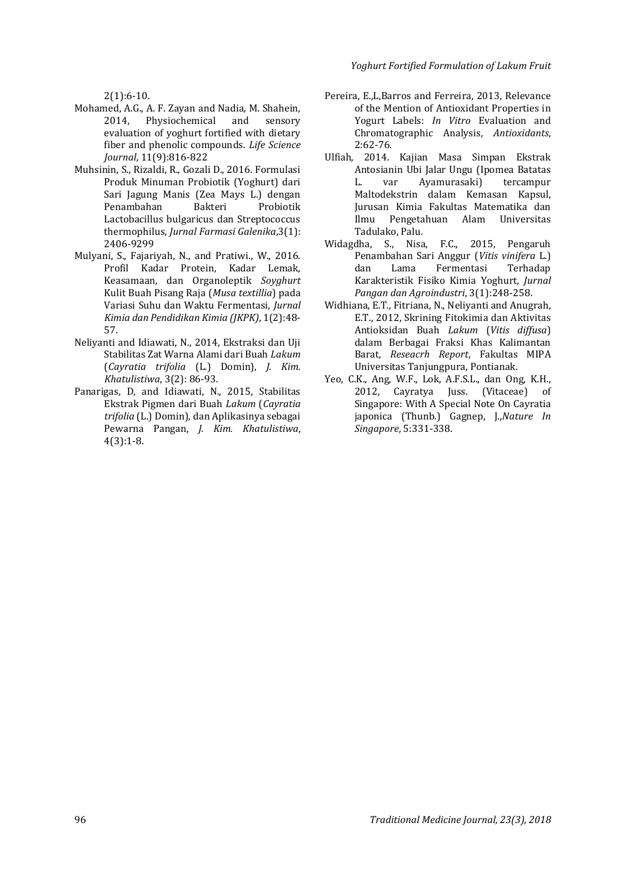2(1):6-10.

Mohamed, A.G., A. F. Zayan and Nadia, M. Shahein, 2014, Physiochemical and sensory evaluation of yoghurt fortified with dietary fiber and phenolic compounds. *Life Science Journal*, 11(9):816-822

Muhsinin, S., Rizaldi, R., Gozali D., 2016. Formulasi Produk Minuman Probiotik (Yoghurt) dari Sari Jagung Manis (Zea Mays L.) dengan Penambahan Bakteri Probiotik Lactobacillus bulgaricus dan Streptococcus thermophilus, *Jurnal Farmasi Galenika*,3(1): 2406-9299

Mulyani, S., Fajariyah, N., and Pratiwi., W., 2016. Profil Kadar Protein, Kadar Lemak, Keasamaan, dan Organoleptik *Soyghurt* Kulit Buah Pisang Raja (*Musa textillia*) pada Variasi Suhu dan Waktu Fermentasi, *Jurnal Kimia dan Pendidikan Kimia (JKPK)*, 1(2):48-57.

Neliyanti and Idiawati, N., 2014, Ekstraksi dan Uji Stabilitas Zat Warna Alami dari Buah *Lakum* (*Cayratia trifolia* (L.) Domin), *J. Kim. Khatulistiwa*, 3(2): 86-93.

Panarigas, D, and Idiawati, N., 2015, Stabilitas Ekstrak Pigmen dari Buah *Lakum* (*Cayratia trifolia* (L.) Domin), dan Aplikasinya sebagai Pewarna Pangan, *J. Kim. Khatulistiwa*, 4(3):1-8.

Pereira, E.,L,Barros and Ferreira, 2013, Relevance of the Mention of Antioxidant Properties in Yogurt Labels: *In Vitro* Evaluation and Chromatographic Analysis, *Antioxidants*, 2:62-76.

Ulfiah, 2014. Kajian Masa Simpan Ekstrak Antosianin Ubi Jalar Ungu (Ipomea Batatas L. var Ayamurasaki) tercampur Maltodekstrin dalam Kemasan Kapsul, Jurusan Kimia Fakultas Matematika dan Ilmu Pengetahuan Alam Universitas Tadulako, Palu.

Widagdha, S., Nisa, F.C., 2015, Pengaruh Penambahan Sari Anggur (*Vitis vinifera* L.) dan Lama Fermentasi Terhadap Karakteristik Fisiko Kimia Yoghurt, *Jurnal Pangan dan Agroindustri*, 3(1):248-258.

Widhiana, E.T., Fitriana, N., Neliyanti and Anugrah, E.T., 2012, Skrining Fitokimia dan Aktivitas Antioksidan Buah *Lakum* (*Vitis diffusa*) dalam Berbagai Fraksi Khas Kalimantan Barat, *Reseacrh Report*, Fakultas MIPA Universitas Tanjungpura, Pontianak.

Yeo, C.K., Ang, W.F., Lok, A.F.S.L., dan Ong, K.H., 2012, Cayratya Juss. (Vitaceae) of Singapore: With A Special Note On Cayratia japonica (Thunb.) Gagnep, J.,*Nature In Singapore*, 5:331-338.